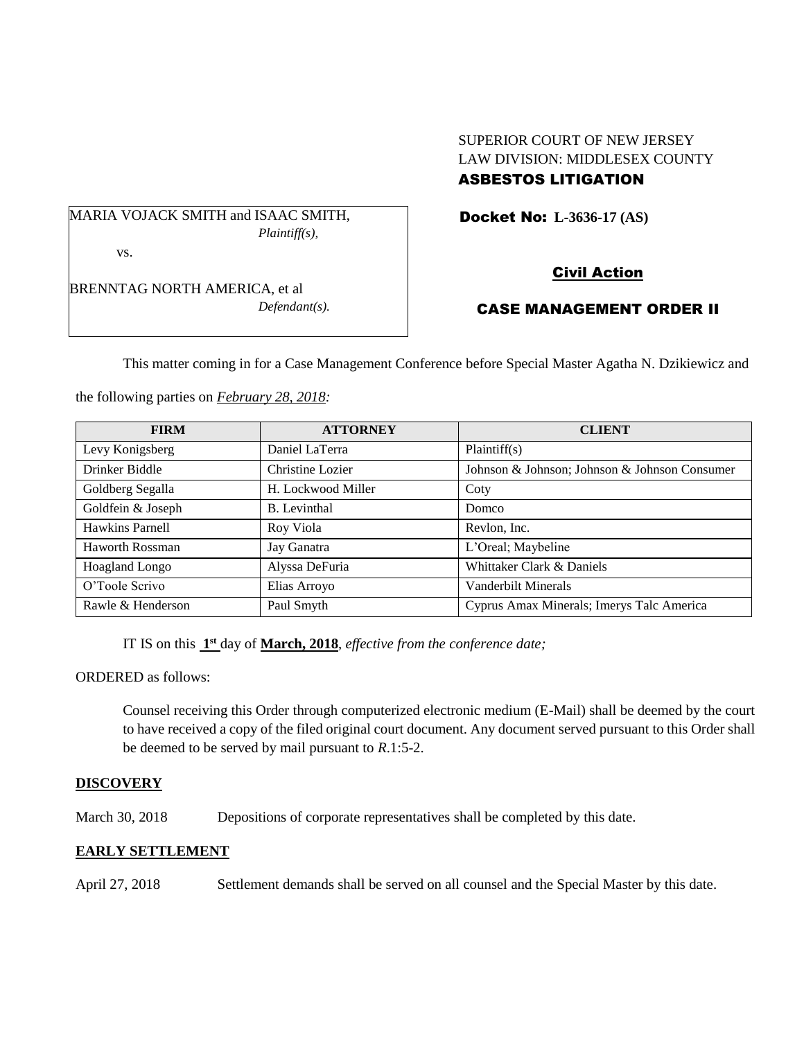SUPERIOR COURT OF NEW JERSEY
LAW DIVISION: MIDDLESEX COUNTY
**ASBESTOS LITIGATION**

MARIA VOJACK SMITH and ISAAC SMITH,
*Plaintiff(s),*

vs.

BRENNTAG NORTH AMERICA, et al
*Defendant(s).*

**Docket No: L-3636-17 (AS)**

**Civil Action**

**CASE MANAGEMENT ORDER II**

This matter coming in for a Case Management Conference before Special Master Agatha N. Dzikiewicz and the following parties on *February 28, 2018:*

| FIRM | ATTORNEY | CLIENT |
|---|---|---|
| Levy Konigsberg | Daniel LaTerra | Plaintiff(s) |
| Drinker Biddle | Christine Lozier | Johnson & Johnson; Johnson & Johnson Consumer |
| Goldberg Segalla | H. Lockwood Miller | Coty |
| Goldfein & Joseph | B. Levinthal | Domco |
| Hawkins Parnell | Roy Viola | Revlon, Inc. |
| Haworth Rossman | Jay Ganatra | L'Oreal; Maybeline |
| Hoagland Longo | Alyssa DeFuria | Whittaker Clark & Daniels |
| O'Toole Scrivo | Elias Arroyo | Vanderbilt Minerals |
| Rawle & Henderson | Paul Smyth | Cyprus Amax Minerals; Imerys Talc America |

IT IS on this **1st** day of **March, 2018**, *effective from the conference date;*

ORDERED as follows:

Counsel receiving this Order through computerized electronic medium (E-Mail) shall be deemed by the court to have received a copy of the filed original court document. Any document served pursuant to this Order shall be deemed to be served by mail pursuant to *R*.1:5-2.

**DISCOVERY**

March 30, 2018 Depositions of corporate representatives shall be completed by this date.

**EARLY SETTLEMENT**

April 27, 2018 Settlement demands shall be served on all counsel and the Special Master by this date.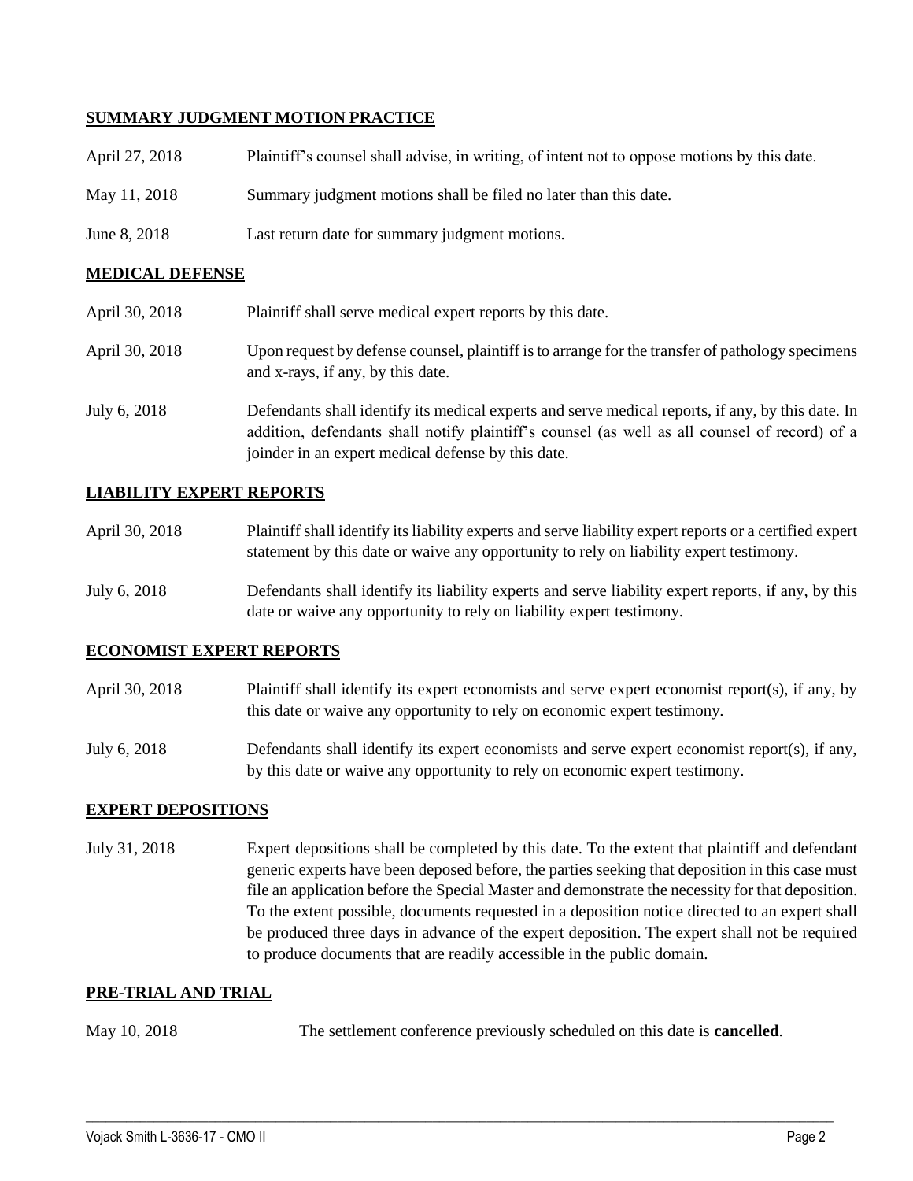## SUMMARY JUDGMENT MOTION PRACTICE

| | |
|---|---|
| April 27, 2018 | Plaintiff's counsel shall advise, in writing, of intent not to oppose motions by this date. |
| May 11, 2018 | Summary judgment motions shall be filed no later than this date. |
| June 8, 2018 | Last return date for summary judgment motions. |

## MEDICAL DEFENSE

| | |
|---|---|
| April 30, 2018 | Plaintiff shall serve medical expert reports by this date. |
| April 30, 2018 | Upon request by defense counsel, plaintiff is to arrange for the transfer of pathology specimens and x-rays, if any, by this date. |
| July 6, 2018 | Defendants shall identify its medical experts and serve medical reports, if any, by this date. In addition, defendants shall notify plaintiff's counsel (as well as all counsel of record) of a joinder in an expert medical defense by this date. |

## LIABILITY EXPERT REPORTS

| | |
|---|---|
| April 30, 2018 | Plaintiff shall identify its liability experts and serve liability expert reports or a certified expert statement by this date or waive any opportunity to rely on liability expert testimony. |
| July 6, 2018 | Defendants shall identify its liability experts and serve liability expert reports, if any, by this date or waive any opportunity to rely on liability expert testimony. |

## ECONOMIST EXPERT REPORTS

| | |
|---|---|
| April 30, 2018 | Plaintiff shall identify its expert economists and serve expert economist report(s), if any, by this date or waive any opportunity to rely on economic expert testimony. |
| July 6, 2018 | Defendants shall identify its expert economists and serve expert economist report(s), if any, by this date or waive any opportunity to rely on economic expert testimony. |

## EXPERT DEPOSITIONS

| | |
|---|---|
| July 31, 2018 | Expert depositions shall be completed by this date. To the extent that plaintiff and defendant generic experts have been deposed before, the parties seeking that deposition in this case must file an application before the Special Master and demonstrate the necessity for that deposition. To the extent possible, documents requested in a deposition notice directed to an expert shall be produced three days in advance of the expert deposition. The expert shall not be required to produce documents that are readily accessible in the public domain. |

## PRE-TRIAL AND TRIAL

| | |
|---|---|
| May 10, 2018 | The settlement conference previously scheduled on this date is **cancelled**. |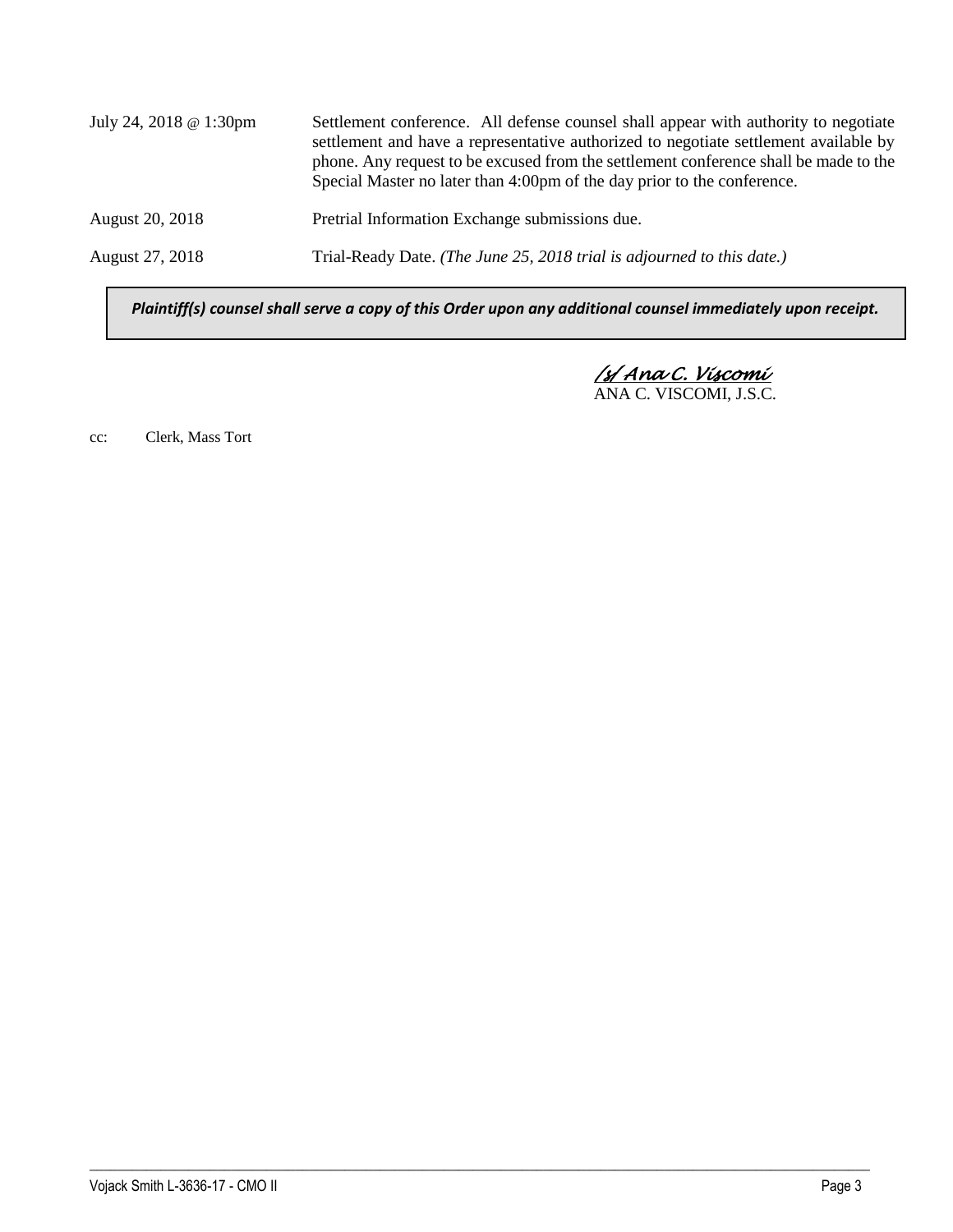| | |
|---|---|
| July 24, 2018 @ 1:30pm | Settlement conference. All defense counsel shall appear with authority to negotiate settlement and have a representative authorized to negotiate settlement available by phone. Any request to be excused from the settlement conference shall be made to the Special Master no later than 4:00pm of the day prior to the conference. |
| August 20, 2018 | Pretrial Information Exchange submissions due. |
| August 27, 2018 | Trial-Ready Date. *(The June 25, 2018 trial is adjourned to this date.)* |

***Plaintiff(s) counsel shall serve a copy of this Order upon any additional counsel immediately upon receipt.***

/s/ Ana C. Viscomi
ANA C. VISCOMI, J.S.C.

cc: Clerk, Mass Tort